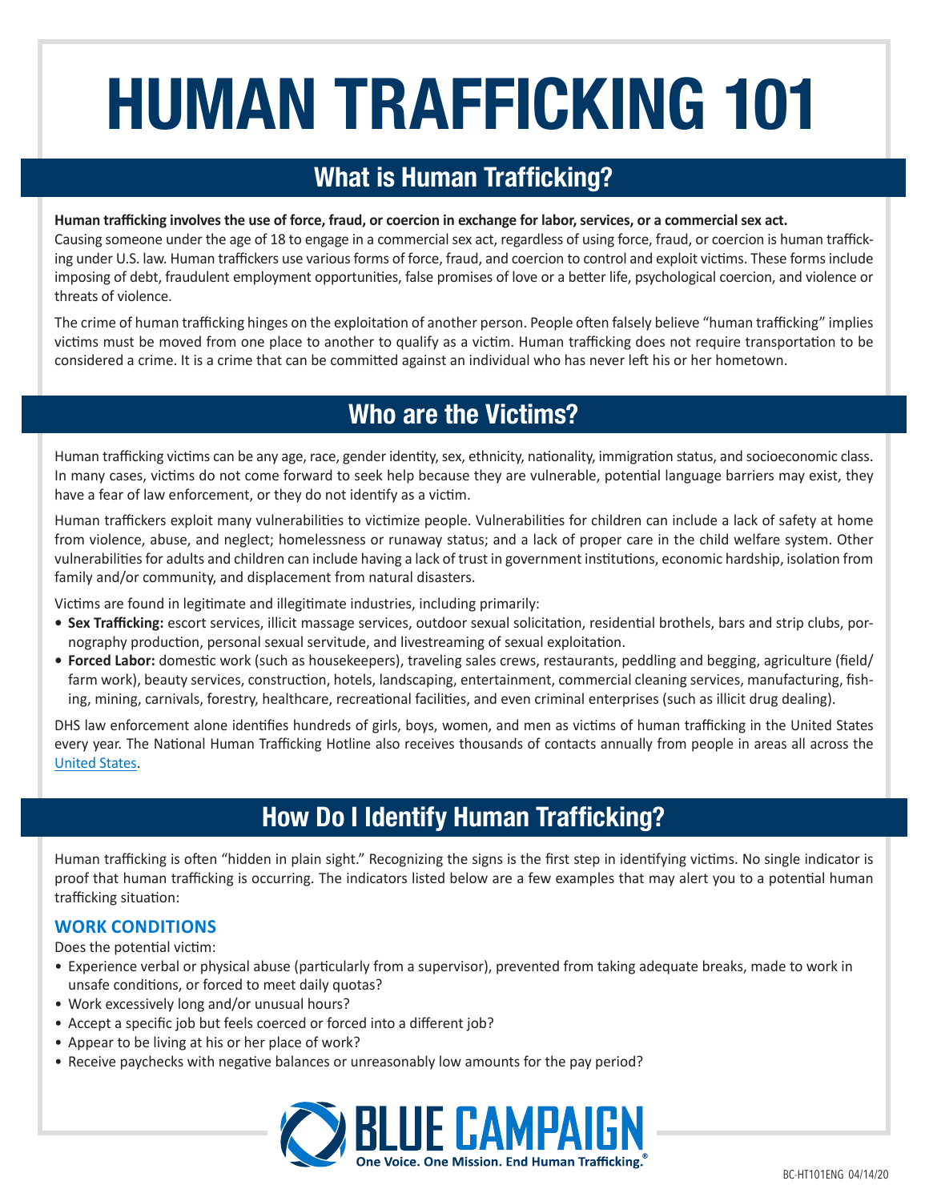# HUMAN TRAFFICKING 101

## What is Human Trafficking?

**Human trafficking involves the use of force, fraud, or coercion in exchange for labor, services, or a commercial sex act.** Causing someone under the age of 18 to engage in a commercial sex act, regardless of using force, fraud, or coercion is human trafficking under U.S. law. Human traffickers use various forms of force, fraud, and coercion to control and exploit victims. These forms include imposing of debt, fraudulent employment opportunities, false promises of love or a better life, psychological coercion, and violence or threats of violence.

The crime of human trafficking hinges on the exploitation of another person. People often falsely believe "human trafficking" implies victims must be moved from one place to another to qualify as a victim. Human trafficking does not require transportation to be considered a crime. It is a crime that can be committed against an individual who has never left his or her hometown.

## Who are the Victims?

Human trafficking victims can be any age, race, gender identity, sex, ethnicity, nationality, immigration status, and socioeconomic class. In many cases, victims do not come forward to seek help because they are vulnerable, potential language barriers may exist, they have a fear of law enforcement, or they do not identify as a victim.

Human traffickers exploit many vulnerabilities to victimize people. Vulnerabilities for children can include a lack of safety at home from violence, abuse, and neglect; homelessness or runaway status; and a lack of proper care in the child welfare system. Other vulnerabilities for adults and children can include having a lack of trust in government institutions, economic hardship, isolation from family and/or community, and displacement from natural disasters.

Victims are found in legitimate and illegitimate industries, including primarily:

- **Sex Trafficking:** escort services, illicit massage services, outdoor sexual solicitation, residential brothels, bars and strip clubs, pornography production, personal sexual servitude, and livestreaming of sexual exploitation.
- **Forced Labor:** domestic work (such as housekeepers), traveling sales crews, restaurants, peddling and begging, agriculture (field/farm work), beauty services, construction, hotels, landscaping, entertainment, commercial cleaning services, manufacturing, fishing, mining, carnivals, forestry, healthcare, recreational facilities, and even criminal enterprises (such as illicit drug dealing).

DHS law enforcement alone identifies hundreds of girls, boys, women, and men as victims of human trafficking in the United States every year. The National Human Trafficking Hotline also receives thousands of contacts annually from people in areas all across the United States.

## How Do I Identify Human Trafficking?

Human trafficking is often "hidden in plain sight." Recognizing the signs is the first step in identifying victims. No single indicator is proof that human trafficking is occurring. The indicators listed below are a few examples that may alert you to a potential human trafficking situation:

### WORK CONDITIONS

Does the potential victim:

- Experience verbal or physical abuse (particularly from a supervisor), prevented from taking adequate breaks, made to work in unsafe conditions, or forced to meet daily quotas?
- Work excessively long and/or unusual hours?
- Accept a specific job but feels coerced or forced into a different job?
- Appear to be living at his or her place of work?
- Receive paychecks with negative balances or unreasonably low amounts for the pay period?

BLUE CAMPAIGN
One Voice. One Mission. End Human Trafficking.®

BC-HT101ENG 04/14/20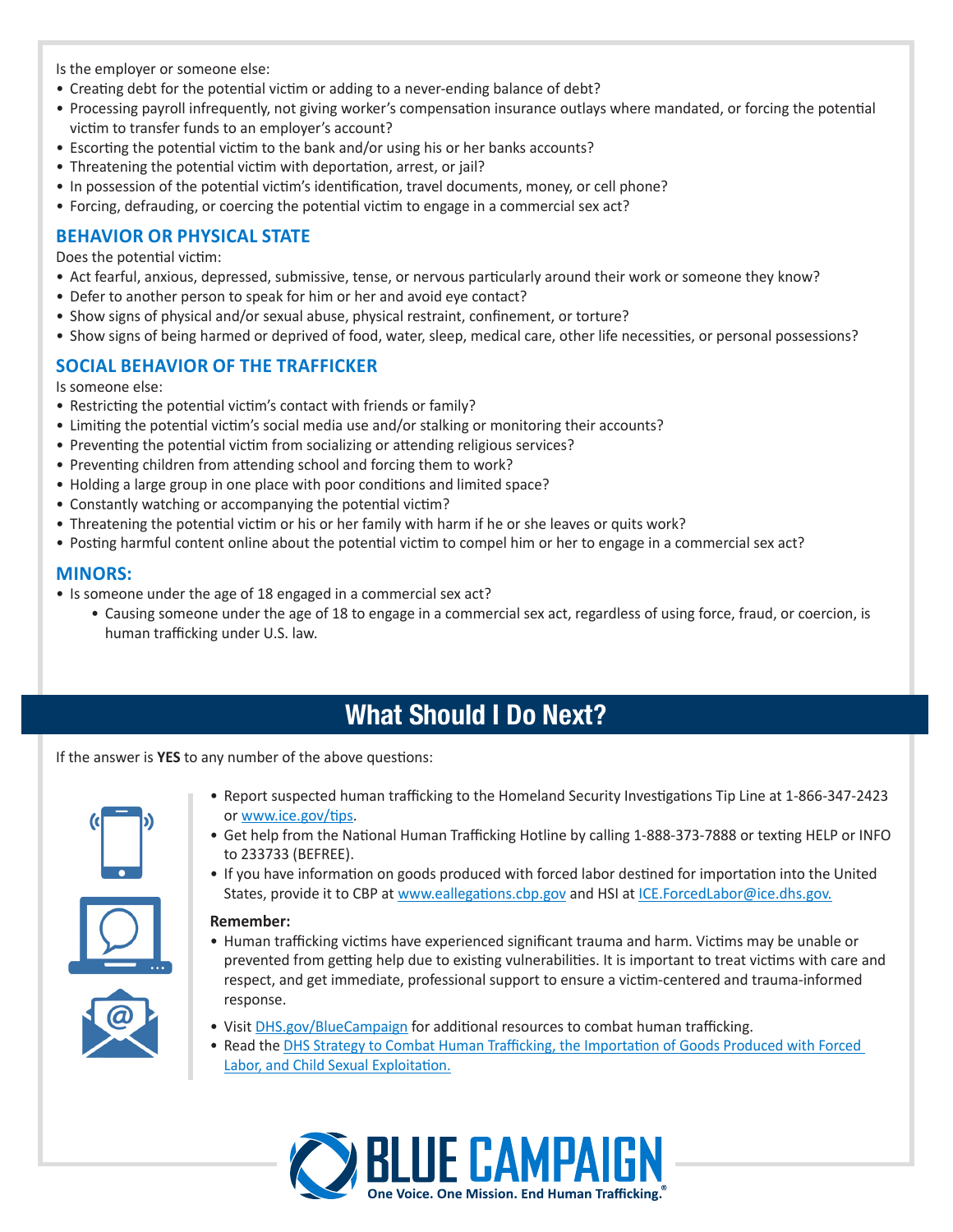Is the employer or someone else:

- Creating debt for the potential victim or adding to a never-ending balance of debt?
- Processing payroll infrequently, not giving worker's compensation insurance outlays where mandated, or forcing the potential victim to transfer funds to an employer's account?
- Escorting the potential victim to the bank and/or using his or her banks accounts?
- Threatening the potential victim with deportation, arrest, or jail?
- In possession of the potential victim's identification, travel documents, money, or cell phone?
- Forcing, defrauding, or coercing the potential victim to engage in a commercial sex act?

## BEHAVIOR OR PHYSICAL STATE

Does the potential victim:

- Act fearful, anxious, depressed, submissive, tense, or nervous particularly around their work or someone they know?
- Defer to another person to speak for him or her and avoid eye contact?
- Show signs of physical and/or sexual abuse, physical restraint, confinement, or torture?
- Show signs of being harmed or deprived of food, water, sleep, medical care, other life necessities, or personal possessions?

## SOCIAL BEHAVIOR OF THE TRAFFICKER

Is someone else:

- Restricting the potential victim's contact with friends or family?
- Limiting the potential victim's social media use and/or stalking or monitoring their accounts?
- Preventing the potential victim from socializing or attending religious services?
- Preventing children from attending school and forcing them to work?
- Holding a large group in one place with poor conditions and limited space?
- Constantly watching or accompanying the potential victim?
- Threatening the potential victim or his or her family with harm if he or she leaves or quits work?
- Posting harmful content online about the potential victim to compel him or her to engage in a commercial sex act?

## MINORS:

- Is someone under the age of 18 engaged in a commercial sex act?
  - Causing someone under the age of 18 to engage in a commercial sex act, regardless of using force, fraud, or coercion, is human trafficking under U.S. law.

# What Should I Do Next?

If the answer is **YES** to any number of the above questions:

- Report suspected human trafficking to the Homeland Security Investigations Tip Line at 1-866-347-2423 or www.ice.gov/tips.
- Get help from the National Human Trafficking Hotline by calling 1-888-373-7888 or texting HELP or INFO to 233733 (BEFREE).
- If you have information on goods produced with forced labor destined for importation into the United States, provide it to CBP at www.eallegations.cbp.gov and HSI at ICE.ForcedLabor@ice.dhs.gov.

**Remember:**

- Human trafficking victims have experienced significant trauma and harm. Victims may be unable or prevented from getting help due to existing vulnerabilities. It is important to treat victims with care and respect, and get immediate, professional support to ensure a victim-centered and trauma-informed response.
- Visit DHS.gov/BlueCampaign for additional resources to combat human trafficking.
- Read the DHS Strategy to Combat Human Trafficking, the Importation of Goods Produced with Forced Labor, and Child Sexual Exploitation.

BLUE CAMPAIGN
One Voice. One Mission. End Human Trafficking.®